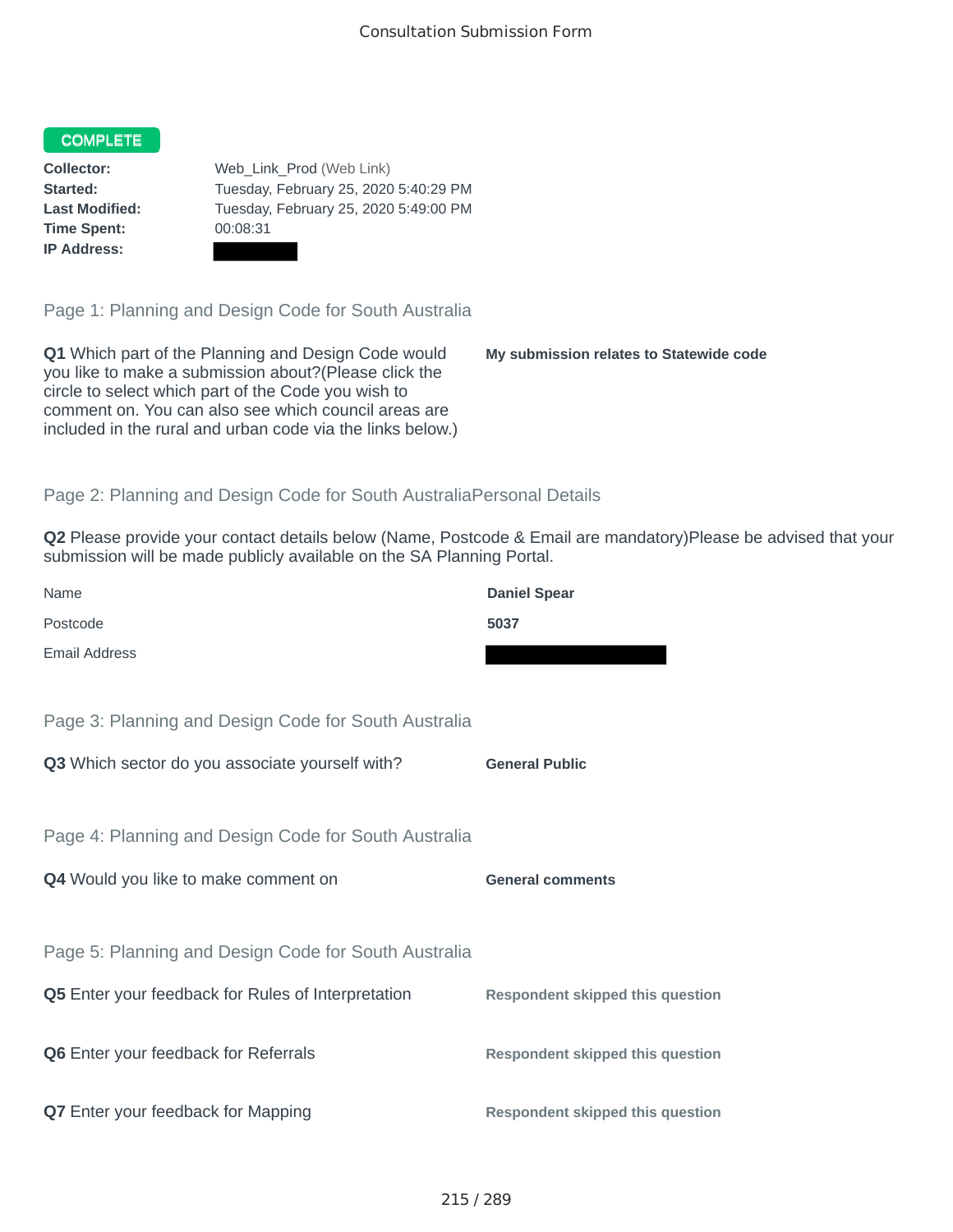Consultation Submission Form

**COMPLETE**

| | |
|---|---|
| **Collector:** | Web_Link_Prod (Web Link) |
| **Started:** | Tuesday, February 25, 2020 5:40:29 PM |
| **Last Modified:** | Tuesday, February 25, 2020 5:49:00 PM |
| **Time Spent:** | 00:08:31 |
| **IP Address:** | |

## Page 1: Planning and Design Code for South Australia

**Q1** Which part of the Planning and Design Code would you like to make a submission about?(Please click the circle to select which part of the Code you wish to comment on. You can also see which council areas are included in the rural and urban code via the links below.)

**My submission relates to Statewide code**

## Page 2: Planning and Design Code for South AustraliaPersonal Details

**Q2** Please provide your contact details below (Name, Postcode & Email are mandatory)Please be advised that your submission will be made publicly available on the SA Planning Portal.

| | |
|---|---|
| Name | **Daniel Spear** |
| Postcode | **5037** |
| Email Address | |

## Page 3: Planning and Design Code for South Australia

**Q3** Which sector do you associate yourself with?

**General Public**

## Page 4: Planning and Design Code for South Australia

**Q4** Would you like to make comment on

**General comments**

## Page 5: Planning and Design Code for South Australia

**Q5** Enter your feedback for Rules of Interpretation

**Respondent skipped this question**

**Q6** Enter your feedback for Referrals

**Respondent skipped this question**

**Q7** Enter your feedback for Mapping

**Respondent skipped this question**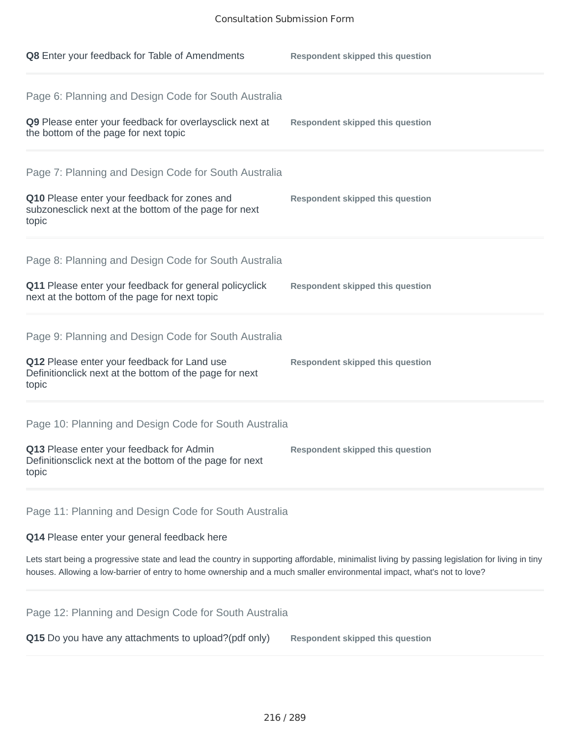**Q8** Enter your feedback for Table of Amendments

Respondent skipped this question

## Page 6: Planning and Design Code for South Australia

**Q9** Please enter your feedback for overlaysclick next at the bottom of the page for next topic

Respondent skipped this question

## Page 7: Planning and Design Code for South Australia

**Q10** Please enter your feedback for zones and subzonesclick next at the bottom of the page for next topic

Respondent skipped this question

## Page 8: Planning and Design Code for South Australia

**Q11** Please enter your feedback for general policyclick next at the bottom of the page for next topic

Respondent skipped this question

## Page 9: Planning and Design Code for South Australia

**Q12** Please enter your feedback for Land use Definitionclick next at the bottom of the page for next topic

Respondent skipped this question

## Page 10: Planning and Design Code for South Australia

**Q13** Please enter your feedback for Admin Definitionsclick next at the bottom of the page for next topic

Respondent skipped this question

## Page 11: Planning and Design Code for South Australia

**Q14** Please enter your general feedback here

Lets start being a progressive state and lead the country in supporting affordable, minimalist living by passing legislation for living in tiny houses. Allowing a low-barrier of entry to home ownership and a much smaller environmental impact, what's not to love?

## Page 12: Planning and Design Code for South Australia

**Q15** Do you have any attachments to upload?(pdf only)

Respondent skipped this question